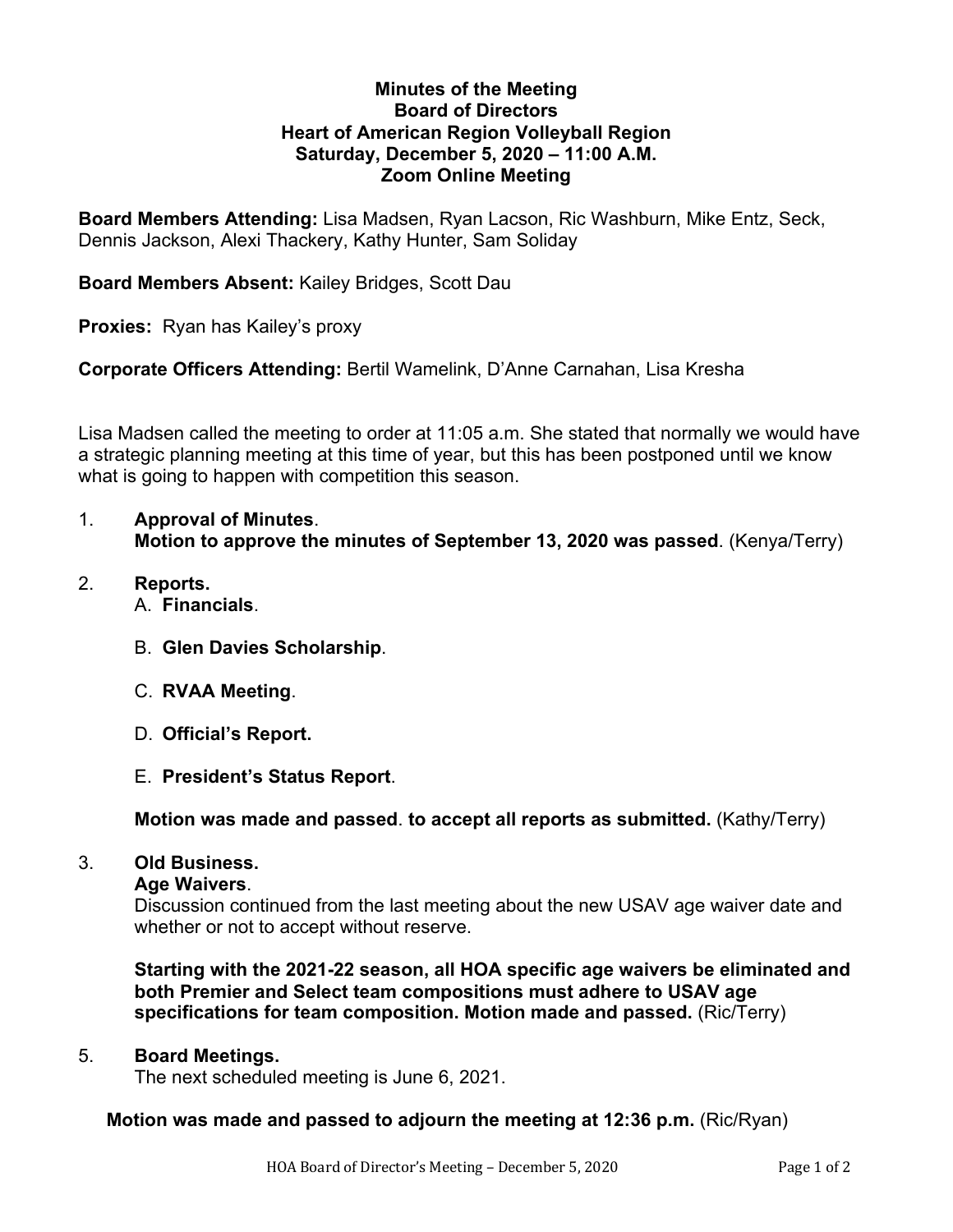# Minutes of the Meeting
## Board of Directors
## Heart of American Region Volleyball Region
## Saturday, December 5, 2020 – 11:00 A.M.
## Zoom Online Meeting

**Board Members Attending:** Lisa Madsen, Ryan Lacson, Ric Washburn, Mike Entz, Seck, Dennis Jackson, Alexi Thackery, Kathy Hunter, Sam Soliday

**Board Members Absent:** Kailey Bridges, Scott Dau

**Proxies:** Ryan has Kailey's proxy

**Corporate Officers Attending:** Bertil Wamelink, D'Anne Carnahan, Lisa Kresha

Lisa Madsen called the meeting to order at 11:05 a.m. She stated that normally we would have a strategic planning meeting at this time of year, but this has been postponed until we know what is going to happen with competition this season.

1. **Approval of Minutes**.
   **Motion to approve the minutes of September 13, 2020 was passed**. (Kenya/Terry)

2. **Reports.**
   A. **Financials**.

   B. **Glen Davies Scholarship**.

   C. **RVAA Meeting**.

   D. **Official's Report.**

   E. **President's Status Report**.

   **Motion was made and passed**. **to accept all reports as submitted.** (Kathy/Terry)

3. **Old Business.**
   **Age Waivers**.
   Discussion continued from the last meeting about the new USAV age waiver date and whether or not to accept without reserve.

   **Starting with the 2021-22 season, all HOA specific age waivers be eliminated and both Premier and Select team compositions must adhere to USAV age specifications for team composition. Motion made and passed.** (Ric/Terry)

5. **Board Meetings.**
   The next scheduled meeting is June 6, 2021.

**Motion was made and passed to adjourn the meeting at 12:36 p.m.** (Ric/Ryan)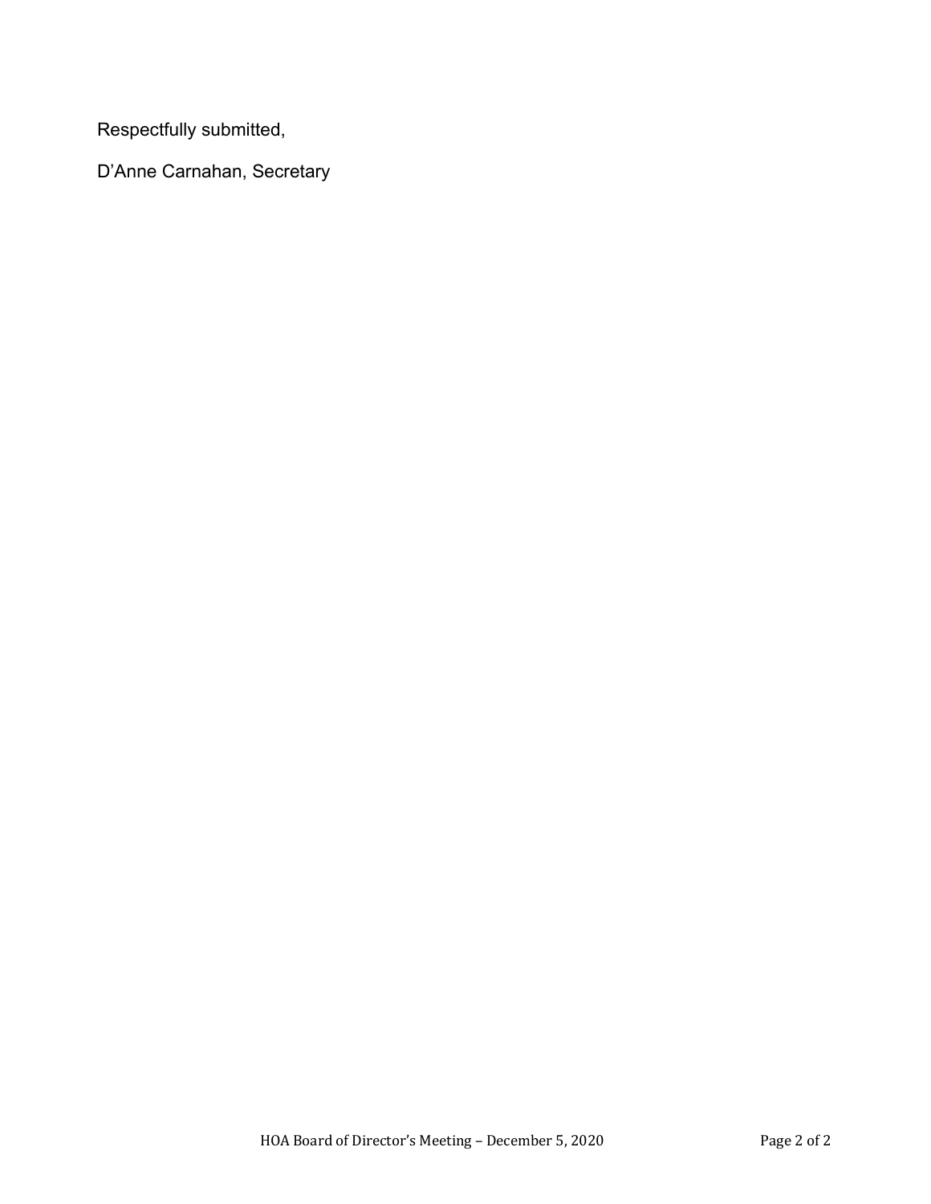Respectfully submitted,

D'Anne Carnahan, Secretary